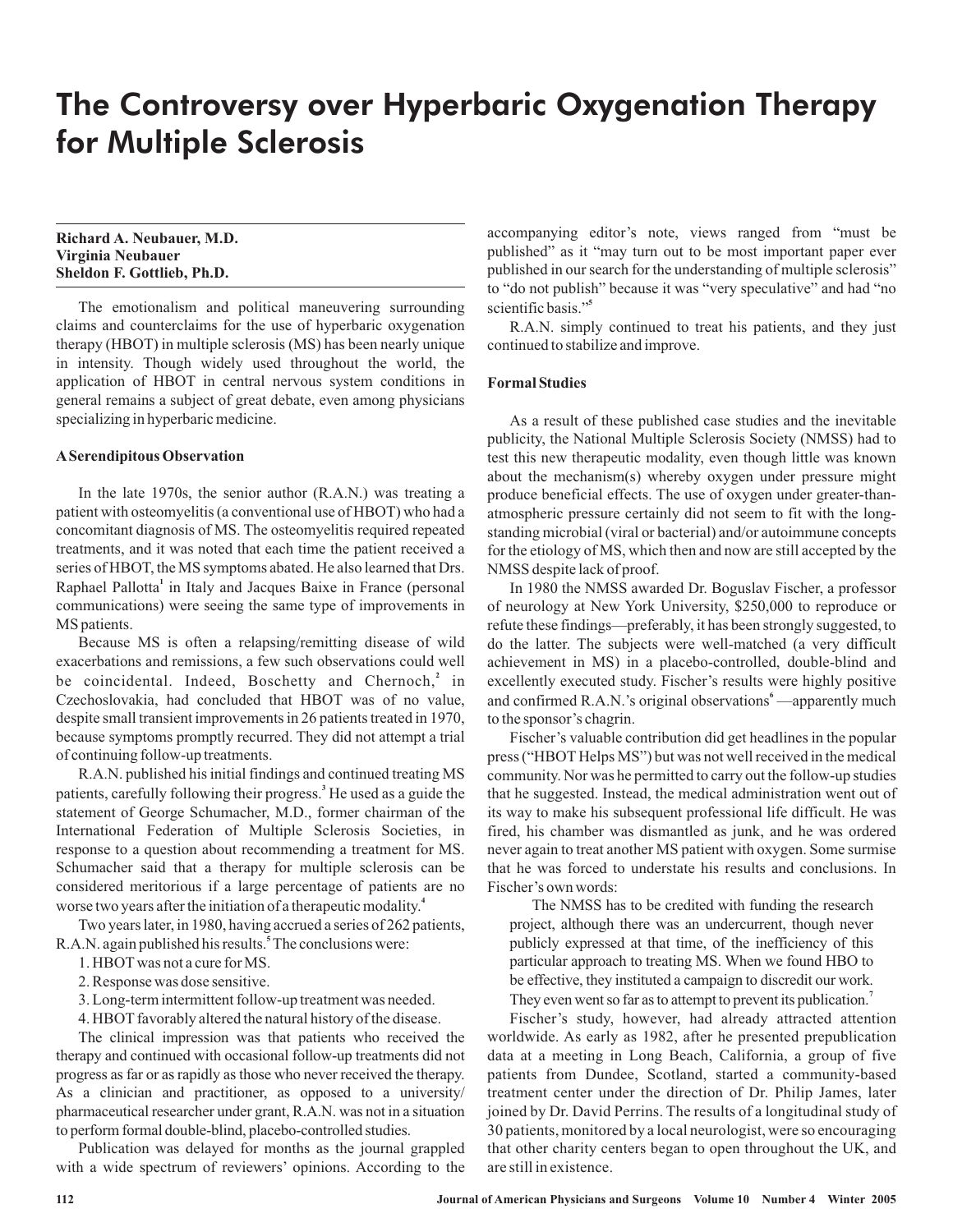# The Controversy over Hyperbaric Oxygenation Therapy for Multiple Sclerosis

**Richard A. Neubauer, M.D.**
**Virginia Neubauer**
**Sheldon F. Gottlieb, Ph.D.**

The emotionalism and political maneuvering surrounding claims and counterclaims for the use of hyperbaric oxygenation therapy (HBOT) in multiple sclerosis (MS) has been nearly unique in intensity. Though widely used throughout the world, the application of HBOT in central nervous system conditions in general remains a subject of great debate, even among physicians specializing in hyperbaric medicine.

## A Serendipitous Observation

In the late 1970s, the senior author (R.A.N.) was treating a patient with osteomyelitis (a conventional use of HBOT) who had a concomitant diagnosis of MS. The osteomyelitis required repeated treatments, and it was noted that each time the patient received a series of HBOT, the MS symptoms abated. He also learned that Drs. Raphael Pallotta[1] in Italy and Jacques Baixe in France (personal communications) were seeing the same type of improvements in MS patients.

Because MS is often a relapsing/remitting disease of wild exacerbations and remissions, a few such observations could well be coincidental. Indeed, Boschetty and Chernoch,[2] in Czechoslovakia, had concluded that HBOT was of no value, despite small transient improvements in 26 patients treated in 1970, because symptoms promptly recurred. They did not attempt a trial of continuing follow-up treatments.

R.A.N. published his initial findings and continued treating MS patients, carefully following their progress.[3] He used as a guide the statement of George Schumacher, M.D., former chairman of the International Federation of Multiple Sclerosis Societies, in response to a question about recommending a treatment for MS. Schumacher said that a therapy for multiple sclerosis can be considered meritorious if a large percentage of patients are no worse two years after the initiation of a therapeutic modality.[4]

Two years later, in 1980, having accrued a series of 262 patients, R.A.N. again published his results.[5] The conclusions were:

1. HBOT was not a cure for MS.
2. Response was dose sensitive.
3. Long-term intermittent follow-up treatment was needed.
4. HBOT favorably altered the natural history of the disease.

The clinical impression was that patients who received the therapy and continued with occasional follow-up treatments did not progress as far or as rapidly as those who never received the therapy. As a clinician and practitioner, as opposed to a university/pharmaceutical researcher under grant, R.A.N. was not in a situation to perform formal double-blind, placebo-controlled studies.

Publication was delayed for months as the journal grappled with a wide spectrum of reviewers' opinions. According to the accompanying editor's note, views ranged from "must be published" as it "may turn out to be most important paper ever published in our search for the understanding of multiple sclerosis" to "do not publish" because it was "very speculative" and had "no scientific basis."[5]

R.A.N. simply continued to treat his patients, and they just continued to stabilize and improve.

## Formal Studies

As a result of these published case studies and the inevitable publicity, the National Multiple Sclerosis Society (NMSS) had to test this new therapeutic modality, even though little was known about the mechanism(s) whereby oxygen under pressure might produce beneficial effects. The use of oxygen under greater-than-atmospheric pressure certainly did not seem to fit with the long-standing microbial (viral or bacterial) and/or autoimmune concepts for the etiology of MS, which then and now are still accepted by the NMSS despite lack of proof.

In 1980 the NMSS awarded Dr. Boguslav Fischer, a professor of neurology at New York University, $250,000 to reproduce or refute these findings—preferably, it has been strongly suggested, to do the latter. The subjects were well-matched (a very difficult achievement in MS) in a placebo-controlled, double-blind and excellently executed study. Fischer's results were highly positive and confirmed R.A.N.'s original observations[6] —apparently much to the sponsor's chagrin.

Fischer's valuable contribution did get headlines in the popular press ("HBOT Helps MS") but was not well received in the medical community. Nor was he permitted to carry out the follow-up studies that he suggested. Instead, the medical administration went out of its way to make his subsequent professional life difficult. He was fired, his chamber was dismantled as junk, and he was ordered never again to treat another MS patient with oxygen. Some surmise that he was forced to understate his results and conclusions. In Fischer's own words:

> The NMSS has to be credited with funding the research project, although there was an undercurrent, though never publicly expressed at that time, of the inefficiency of this particular approach to treating MS. When we found HBO to be effective, they instituted a campaign to discredit our work. They even went so far as to attempt to prevent its publication.[7]

Fischer's study, however, had already attracted attention worldwide. As early as 1982, after he presented prepublication data at a meeting in Long Beach, California, a group of five patients from Dundee, Scotland, started a community-based treatment center under the direction of Dr. Philip James, later joined by Dr. David Perrins. The results of a longitudinal study of 30 patients, monitored by a local neurologist, were so encouraging that other charity centers began to open throughout the UK, and are still in existence.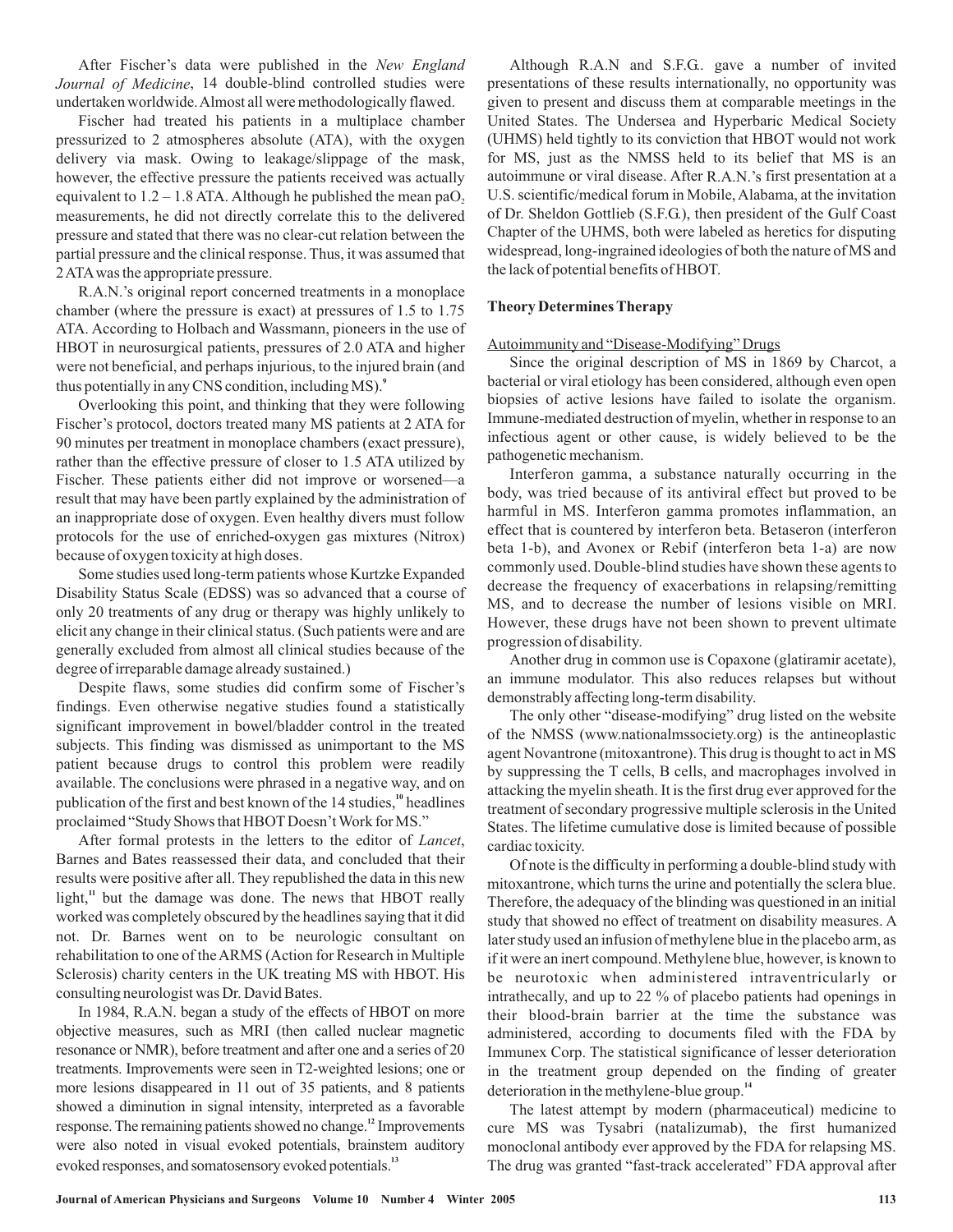After Fischer's data were published in the *New England Journal of Medicine*, 14 double-blind controlled studies were undertaken worldwide. Almost all were methodologically flawed.

Fischer had treated his patients in a multiplace chamber pressurized to 2 atmospheres absolute (ATA), with the oxygen delivery via mask. Owing to leakage/slippage of the mask, however, the effective pressure the patients received was actually equivalent to 1.2 – 1.8 ATA. Although he published the mean $paO_2$ measurements, he did not directly correlate this to the delivered pressure and stated that there was no clear-cut relation between the partial pressure and the clinical response. Thus, it was assumed that 2 ATA was the appropriate pressure.

R.A.N.'s original report concerned treatments in a monoplace chamber (where the pressure is exact) at pressures of 1.5 to 1.75 ATA. According to Holbach and Wassmann, pioneers in the use of HBOT in neurosurgical patients, pressures of 2.0 ATA and higher were not beneficial, and perhaps injurious, to the injured brain (and thus potentially in any CNS condition, including MS).[9]

Overlooking this point, and thinking that they were following Fischer's protocol, doctors treated many MS patients at 2 ATA for 90 minutes per treatment in monoplace chambers (exact pressure), rather than the effective pressure of closer to 1.5 ATA utilized by Fischer. These patients either did not improve or worsened—a result that may have been partly explained by the administration of an inappropriate dose of oxygen. Even healthy divers must follow protocols for the use of enriched-oxygen gas mixtures (Nitrox) because of oxygen toxicity at high doses.

Some studies used long-term patients whose Kurtzke Expanded Disability Status Scale (EDSS) was so advanced that a course of only 20 treatments of any drug or therapy was highly unlikely to elicit any change in their clinical status. (Such patients were and are generally excluded from almost all clinical studies because of the degree of irreparable damage already sustained.)

Despite flaws, some studies did confirm some of Fischer's findings. Even otherwise negative studies found a statistically significant improvement in bowel/bladder control in the treated subjects. This finding was dismissed as unimportant to the MS patient because drugs to control this problem were readily available. The conclusions were phrased in a negative way, and on publication of the first and best known of the 14 studies,[10] headlines proclaimed "Study Shows that HBOT Doesn't Work for MS."

After formal protests in the letters to the editor of *Lancet*, Barnes and Bates reassessed their data, and concluded that their results were positive after all. They republished the data in this new light,[11] but the damage was done. The news that HBOT really worked was completely obscured by the headlines saying that it did not. Dr. Barnes went on to be neurologic consultant on rehabilitation to one of the ARMS (Action for Research in Multiple Sclerosis) charity centers in the UK treating MS with HBOT. His consulting neurologist was Dr. David Bates.

In 1984, R.A.N. began a study of the effects of HBOT on more objective measures, such as MRI (then called nuclear magnetic resonance or NMR), before treatment and after one and a series of 20 treatments. Improvements were seen in T2-weighted lesions; one or more lesions disappeared in 11 out of 35 patients, and 8 patients showed a diminution in signal intensity, interpreted as a favorable response. The remaining patients showed no change.[12] Improvements were also noted in visual evoked potentials, brainstem auditory evoked responses, and somatosensory evoked potentials.[13]

Although R.A.N and S.F.G.. gave a number of invited presentations of these results internationally, no opportunity was given to present and discuss them at comparable meetings in the United States. The Undersea and Hyperbaric Medical Society (UHMS) held tightly to its conviction that HBOT would not work for MS, just as the NMSS held to its belief that MS is an autoimmune or viral disease. After R.A.N.'s first presentation at a U.S. scientific/medical forum in Mobile, Alabama, at the invitation of Dr. Sheldon Gottlieb (S.F.G.), then president of the Gulf Coast Chapter of the UHMS, both were labeled as heretics for disputing widespread, long-ingrained ideologies of both the nature of MS and the lack of potential benefits of HBOT.

## Theory Determines Therapy

### Autoimmunity and "Disease-Modifying" Drugs

Since the original description of MS in 1869 by Charcot, a bacterial or viral etiology has been considered, although even open biopsies of active lesions have failed to isolate the organism. Immune-mediated destruction of myelin, whether in response to an infectious agent or other cause, is widely believed to be the pathogenetic mechanism.

Interferon gamma, a substance naturally occurring in the body, was tried because of its antiviral effect but proved to be harmful in MS. Interferon gamma promotes inflammation, an effect that is countered by interferon beta. Betaseron (interferon beta 1-b), and Avonex or Rebif (interferon beta 1-a) are now commonly used. Double-blind studies have shown these agents to decrease the frequency of exacerbations in relapsing/remitting MS, and to decrease the number of lesions visible on MRI. However, these drugs have not been shown to prevent ultimate progression of disability.

Another drug in common use is Copaxone (glatiramir acetate), an immune modulator. This also reduces relapses but without demonstrably affecting long-term disability.

The only other "disease-modifying" drug listed on the website of the NMSS (www.nationalmssociety.org) is the antineoplastic agent Novantrone (mitoxantrone). This drug is thought to act in MS by suppressing the T cells, B cells, and macrophages involved in attacking the myelin sheath. It is the first drug ever approved for the treatment of secondary progressive multiple sclerosis in the United States. The lifetime cumulative dose is limited because of possible cardiac toxicity.

Of note is the difficulty in performing a double-blind study with mitoxantrone, which turns the urine and potentially the sclera blue. Therefore, the adequacy of the blinding was questioned in an initial study that showed no effect of treatment on disability measures. A later study used an infusion of methylene blue in the placebo arm, as if it were an inert compound. Methylene blue, however, is known to be neurotoxic when administered intraventricularly or intrathecally, and up to 22 % of placebo patients had openings in their blood-brain barrier at the time the substance was administered, according to documents filed with the FDA by Immunex Corp. The statistical significance of lesser deterioration in the treatment group depended on the finding of greater deterioration in the methylene-blue group.[14]

The latest attempt by modern (pharmaceutical) medicine to cure MS was Tysabri (natalizumab), the first humanized monoclonal antibody ever approved by the FDA for relapsing MS. The drug was granted "fast-track accelerated" FDA approval after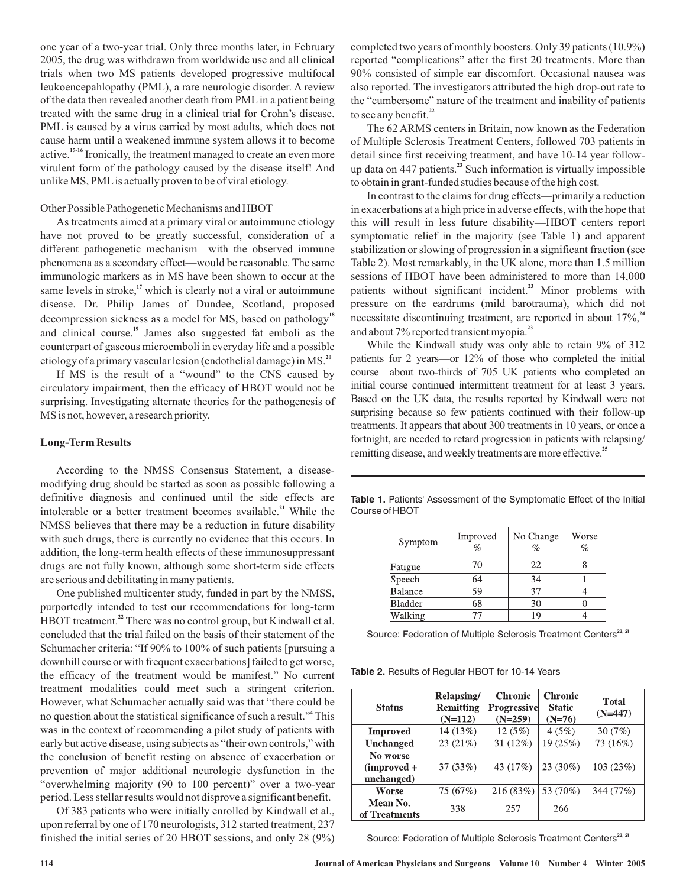one year of a two-year trial. Only three months later, in February 2005, the drug was withdrawn from worldwide use and all clinical trials when two MS patients developed progressive multifocal leukoencepahlopathy (PML), a rare neurologic disorder. A review of the data then revealed another death from PML in a patient being treated with the same drug in a clinical trial for Crohn's disease. PML is caused by a virus carried by most adults, which does not cause harm until a weakened immune system allows it to become active.[15-16] Ironically, the treatment managed to create an even more virulent form of the pathology caused by the disease itself! And unlike MS, PML is actually proven to be of viral etiology.

Other Possible Pathogenetic Mechanisms and HBOT

As treatments aimed at a primary viral or autoimmune etiology have not proved to be greatly successful, consideration of a different pathogenetic mechanism—with the observed immune phenomena as a secondary effect—would be reasonable. The same immunologic markers as in MS have been shown to occur at the same levels in stroke,[17] which is clearly not a viral or autoimmune disease. Dr. Philip James of Dundee, Scotland, proposed decompression sickness as a model for MS, based on pathology[18] and clinical course.[19] James also suggested fat emboli as the counterpart of gaseous microemboli in everyday life and a possible etiology of a primary vascular lesion (endothelial damage) in MS.[20]

If MS is the result of a "wound" to the CNS caused by circulatory impairment, then the efficacy of HBOT would not be surprising. Investigating alternate theories for the pathogenesis of MS is not, however, a research priority.

## Long-Term Results

According to the NMSS Consensus Statement, a disease-modifying drug should be started as soon as possible following a definitive diagnosis and continued until the side effects are intolerable or a better treatment becomes available.[21] While the NMSS believes that there may be a reduction in future disability with such drugs, there is currently no evidence that this occurs. In addition, the long-term health effects of these immunosuppressant drugs are not fully known, although some short-term side effects are serious and debilitating in many patients.

One published multicenter study, funded in part by the NMSS, purportedly intended to test our recommendations for long-term HBOT treatment.[22] There was no control group, but Kindwall et al. concluded that the trial failed on the basis of their statement of the Schumacher criteria: "If 90% to 100% of such patients [pursuing a downhill course or with frequent exacerbations] failed to get worse, the efficacy of the treatment would be manifest." No current treatment modalities could meet such a stringent criterion. However, what Schumacher actually said was that "there could be no question about the statistical significance of such a result."[4] This was in the context of recommending a pilot study of patients with early but active disease, using subjects as "their own controls," with the conclusion of benefit resting on absence of exacerbation or prevention of major additional neurologic dysfunction in the "overwhelming majority (90 to 100 percent)" over a two-year period. Less stellar results would not disprove a significant benefit.

Of 383 patients who were initially enrolled by Kindwall et al., upon referral by one of 170 neurologists, 312 started treatment, 237 finished the initial series of 20 HBOT sessions, and only 28 (9%) completed two years of monthly boosters. Only 39 patients (10.9%) reported "complications" after the first 20 treatments. More than 90% consisted of simple ear discomfort. Occasional nausea was also reported. The investigators attributed the high drop-out rate to the "cumbersome" nature of the treatment and inability of patients to see any benefit.[22]

The 62 ARMS centers in Britain, now known as the Federation of Multiple Sclerosis Treatment Centers, followed 703 patients in detail since first receiving treatment, and have 10-14 year follow-up data on 447 patients.[23] Such information is virtually impossible to obtain in grant-funded studies because of the high cost.

In contrast to the claims for drug effects—primarily a reduction in exacerbations at a high price in adverse effects, with the hope that this will result in less future disability—HBOT centers report symptomatic relief in the majority (see Table 1) and apparent stabilization or slowing of progression in a significant fraction (see Table 2). Most remarkably, in the UK alone, more than 1.5 million sessions of HBOT have been administered to more than 14,000 patients without significant incident.[23] Minor problems with pressure on the eardrums (mild barotrauma), which did not necessitate discontinuing treatment, are reported in about 17%,[24] and about 7% reported transient myopia.[23]

While the Kindwall study was only able to retain 9% of 312 patients for 2 years—or 12% of those who completed the initial course—about two-thirds of 705 UK patients who completed an initial course continued intermittent treatment for at least 3 years. Based on the UK data, the results reported by Kindwall were not surprising because so few patients continued with their follow-up treatments. It appears that about 300 treatments in 10 years, or once a fortnight, are needed to retard progression in patients with relapsing/remitting disease, and weekly treatments are more effective.[25]

**Table 1.** Patients' Assessment of the Symptomatic Effect of the Initial Course of HBOT

| Symptom | Improved % | No Change % | Worse % |
|---|---|---|---|
| Fatigue | 70 | 22 | 8 |
| Speech | 64 | 34 | 1 |
| Balance | 59 | 37 | 4 |
| Bladder | 68 | 30 | 0 |
| Walking | 77 | 19 | 4 |

Source: Federation of Multiple Sclerosis Treatment Centers[23, 26]

**Table 2.** Results of Regular HBOT for 10-14 Years

| Status | Relapsing/ Remitting (N=112) | Chronic Progressive (N=259) | Chronic Static (N=76) | Total (N=447) |
|---|---|---|---|---|
| **Improved** | 14 (13%) | 12 (5%) | 4 (5%) | 30 (7%) |
| **Unchanged** | 23 (21%) | 31 (12%) | 19 (25%) | 73 (16%) |
| **No worse (improved + unchanged)** | 37 (33%) | 43 (17%) | 23 (30%) | 103 (23%) |
| **Worse** | 75 (67%) | 216 (83%) | 53 (70%) | 344 (77%) |
| **Mean No. of Treatments** | 338 | 257 | 266 | |

Source: Federation of Multiple Sclerosis Treatment Centers[23, 26]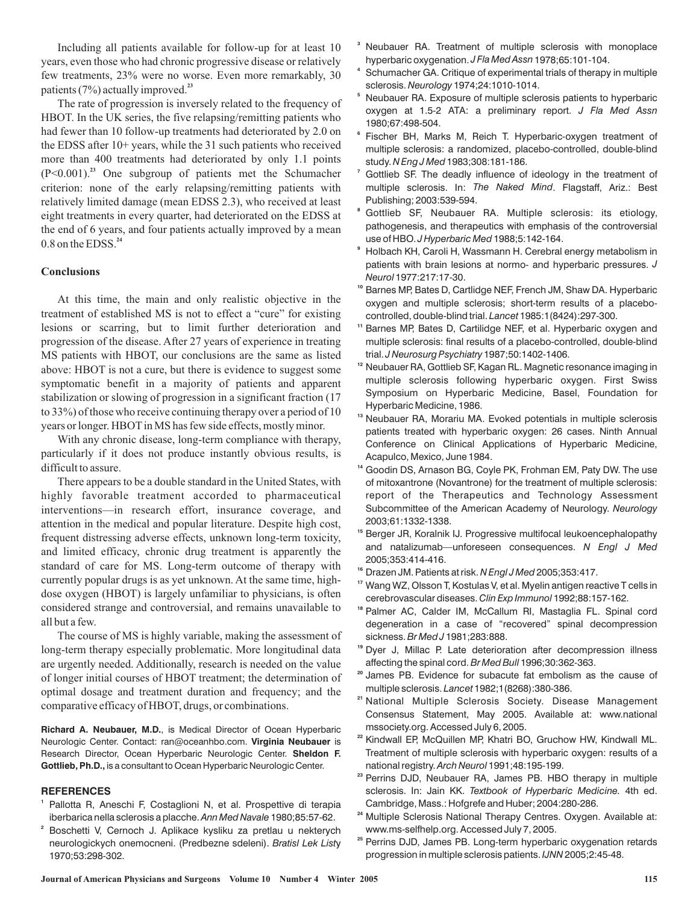Including all patients available for follow-up for at least 10 years, even those who had chronic progressive disease or relatively few treatments, 23% were no worse. Even more remarkably, 30 patients (7%) actually improved.[23]

The rate of progression is inversely related to the frequency of HBOT. In the UK series, the five relapsing/remitting patients who had fewer than 10 follow-up treatments had deteriorated by 2.0 on the EDSS after 10+ years, while the 31 such patients who received more than 400 treatments had deteriorated by only 1.1 points ($P<0.001$).[23] One subgroup of patients met the Schumacher criterion: none of the early relapsing/remitting patients with relatively limited damage (mean EDSS 2.3), who received at least eight treatments in every quarter, had deteriorated on the EDSS at the end of 6 years, and four patients actually improved by a mean 0.8 on the EDSS.[24]

## Conclusions

At this time, the main and only realistic objective in the treatment of established MS is not to effect a "cure" for existing lesions or scarring, but to limit further deterioration and progression of the disease. After 27 years of experience in treating MS patients with HBOT, our conclusions are the same as listed above: HBOT is not a cure, but there is evidence to suggest some symptomatic benefit in a majority of patients and apparent stabilization or slowing of progression in a significant fraction (17 to 33%) of those who receive continuing therapy over a period of 10 years or longer. HBOT in MS has few side effects, mostly minor.

With any chronic disease, long-term compliance with therapy, particularly if it does not produce instantly obvious results, is difficult to assure.

There appears to be a double standard in the United States, with highly favorable treatment accorded to pharmaceutical interventions—in research effort, insurance coverage, and attention in the medical and popular literature. Despite high cost, frequent distressing adverse effects, unknown long-term toxicity, and limited efficacy, chronic drug treatment is apparently the standard of care for MS. Long-term outcome of therapy with currently popular drugs is as yet unknown. At the same time, high-dose oxygen (HBOT) is largely unfamiliar to physicians, is often considered strange and controversial, and remains unavailable to all but a few.

The course of MS is highly variable, making the assessment of long-term therapy especially problematic. More longitudinal data are urgently needed. Additionally, research is needed on the value of longer initial courses of HBOT treatment; the determination of optimal dosage and treatment duration and frequency; and the comparative efficacy of HBOT, drugs, or combinations.

**Richard A. Neubauer, M.D.**, is Medical Director of Ocean Hyperbaric Neurologic Center. Contact: ran@oceanhbo.com. **Virginia Neubauer** is Research Director, Ocean Hyperbaric Neurologic Center. **Sheldon F. Gottlieb, Ph.D.,** is a consultant to Ocean Hyperbaric Neurologic Center.

## REFERENCES

1. Pallotta R, Aneschi F, Costaglioni N, et al. Prospettive di terapia iberbarica nella sclerosis a placche. *Ann Med Navale* 1980;85:57-62.
2. Boschetti V, Cernoch J. Aplikace kysliku za pretlau u nekterych neurologickych onemocneni. (Predbezne sdeleni). *Bratisl Lek Listy* 1970;53:298-302.
3. Neubauer RA. Treatment of multiple sclerosis with monoplace hyperbaric oxygenation. *J Fla Med Assn* 1978;65:101-104.
4. Schumacher GA. Critique of experimental trials of therapy in multiple sclerosis. *Neurology* 1974;24:1010-1014.
5. Neubauer RA. Exposure of multiple sclerosis patients to hyperbaric oxygen at 1.5-2 ATA: a preliminary report. *J Fla Med Assn* 1980;67:498-504.
6. Fischer BH, Marks M, Reich T. Hyperbaric-oxygen treatment of multiple sclerosis: a randomized, placebo-controlled, double-blind study. *N Eng J Med* 1983;308:181-186.
7. Gottlieb SF. The deadly influence of ideology in the treatment of multiple sclerosis. In: *The Naked Mind*. Flagstaff, Ariz.: Best Publishing; 2003:539-594.
8. Gottlieb SF, Neubauer RA. Multiple sclerosis: its etiology, pathogenesis, and therapeutics with emphasis of the controversial use of HBO. *J Hyperbaric Med* 1988;5:142-164.
9. Holbach KH, Caroli H, Wassmann H. Cerebral energy metabolism in patients with brain lesions at normo- and hyperbaric pressures. *J Neurol* 1977:217:17-30.
10. Barnes MP, Bates D, Cartlidge NEF, French JM, Shaw DA. Hyperbaric oxygen and multiple sclerosis; short-term results of a placebo-controlled, double-blind trial. *Lancet* 1985:1(8424):297-300.
11. Barnes MP, Bates D, Cartilidge NEF, et al. Hyperbaric oxygen and multiple sclerosis: final results of a placebo-controlled, double-blind trial. *J Neurosurg Psychiatry* 1987;50:1402-1406.
12. Neubauer RA, Gottlieb SF, Kagan RL. Magnetic resonance imaging in multiple sclerosis following hyperbaric oxygen. First Swiss Symposium on Hyperbaric Medicine, Basel, Foundation for Hyperbaric Medicine, 1986.
13. Neubauer RA, Morariu MA. Evoked potentials in multiple sclerosis patients treated with hyperbaric oxygen: 26 cases. Ninth Annual Conference on Clinical Applications of Hyperbaric Medicine, Acapulco, Mexico, June 1984.
14. Goodin DS, Arnason BG, Coyle PK, Frohman EM, Paty DW. The use of mitoxantrone (Novantrone) for the treatment of multiple sclerosis: report of the Therapeutics and Technology Assessment Subcommittee of the American Academy of Neurology. *Neurology* 2003;61:1332-1338.
15. Berger JR, Koralnik IJ. Progressive multifocal leukoencephalopathy and natalizumab—unforeseen consequences. *N Engl J Med* 2005;353:414-416.
16. Drazen JM. Patients at risk. *N Engl J Med* 2005;353:417.
17. Wang WZ, Olsson T, Kostulas V, et al. Myelin antigen reactive T cells in cerebrovascular diseases. *Clin Exp Immunol* 1992;88:157-162.
18. Palmer AC, Calder IM, McCallum RI, Mastaglia FL. Spinal cord degeneration in a case of "recovered" spinal decompression sickness. *Br Med J* 1981;283:888.
19. Dyer J, Millac P. Late deterioration after decompression illness affecting the spinal cord. *Br Med Bull* 1996;30:362-363.
20. James PB. Evidence for subacute fat embolism as the cause of multiple sclerosis. *Lancet* 1982;1(8268):380-386.
21. National Multiple Sclerosis Society. Disease Management Consensus Statement, May 2005. Available at: www.nationalmssociety.org. Accessed July 6, 2005.
22. Kindwall EP, McQuillen MP, Khatri BO, Gruchow HW, Kindwall ML. Treatment of multiple sclerosis with hyperbaric oxygen: results of a national registry. *Arch Neurol* 1991;48:195-199.
23. Perrins DJD, Neubauer RA, James PB. HBO therapy in multiple sclerosis. In: Jain KK. *Textbook of Hyperbaric Medicine.* 4th ed. Cambridge, Mass.: Hofgrefe and Huber; 2004:280-286.
24. Multiple Sclerosis National Therapy Centres. Oxygen. Available at: www.ms-selfhelp.org. Accessed July 7, 2005.
25. Perrins DJD, James PB. Long-term hyperbaric oxygenation retards progression in multiple sclerosis patients. *IJNN* 2005;2:45-48.